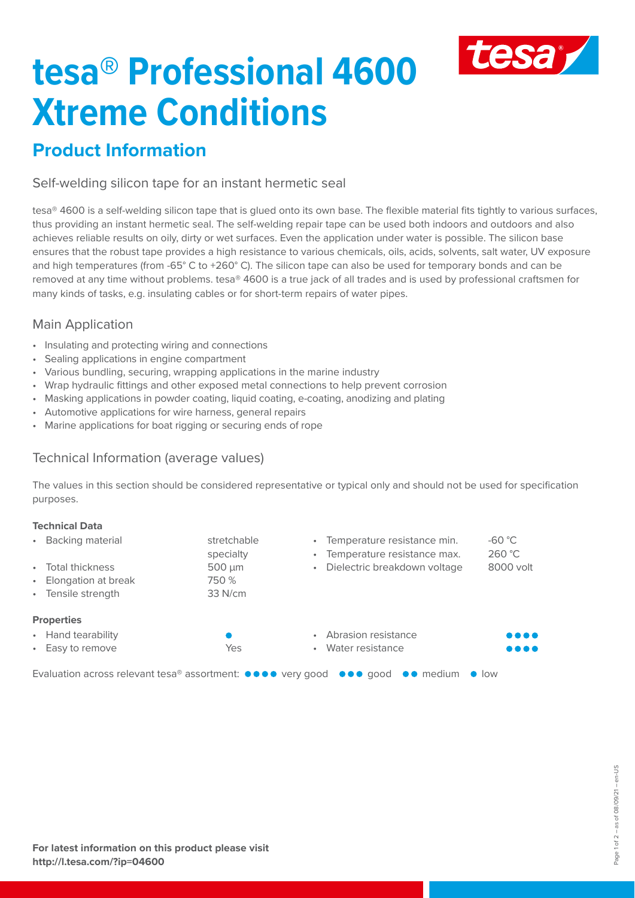# tesa® Professional 4600 Xtreme Conditions

## Product Information

### Self-welding silicon tape for an instant hermetic seal

tesa® 4600 is a self-welding silicon tape that is glued onto its own base. The flexible material fits tightly to various surfaces, thus providing an instant hermetic seal. The self-welding repair tape can be used both indoors and outdoors and also achieves reliable results on oily, dirty or wet surfaces. Even the application under water is possible. The silicon base ensures that the robust tape provides a high resistance to various chemicals, oils, acids, solvents, salt water, UV exposure and high temperatures (from -65° C to +260° C). The silicon tape can also be used for temporary bonds and can be removed at any time without problems. tesa® 4600 is a true jack of all trades and is used by professional craftsmen for many kinds of tasks, e.g. insulating cables or for short-term repairs of water pipes.

### Main Application

- Insulating and protecting wiring and connections
- Sealing applications in engine compartment
- Various bundling, securing, wrapping applications in the marine industry
- Wrap hydraulic fittings and other exposed metal connections to help prevent corrosion
- Masking applications in powder coating, liquid coating, e-coating, anodizing and plating
- Automotive applications for wire harness, general repairs
- Marine applications for boat rigging or securing ends of rope

### Technical Information (average values)

The values in this section should be considered representative or typical only and should not be used for specification purposes.

**Technical Data**

- Backing material: stretchable specialty
- Total thickness: 500 µm
- Elongation at break: 750 %
- Tensile strength: 33 N/cm
- Temperature resistance min.: -60 °C
- Temperature resistance max.: 260 °C
- Dielectric breakdown voltage: 8000 volt

**Properties**

- Hand tearability: ●
- Easy to remove: Yes
- Abrasion resistance: ●●●●
- Water resistance: ●●●●

Evaluation across relevant tesa® assortment: ●●●● very good ●●● good ●● medium ● low

**For latest information on this product please visit http://l.tesa.com/?ip=04600**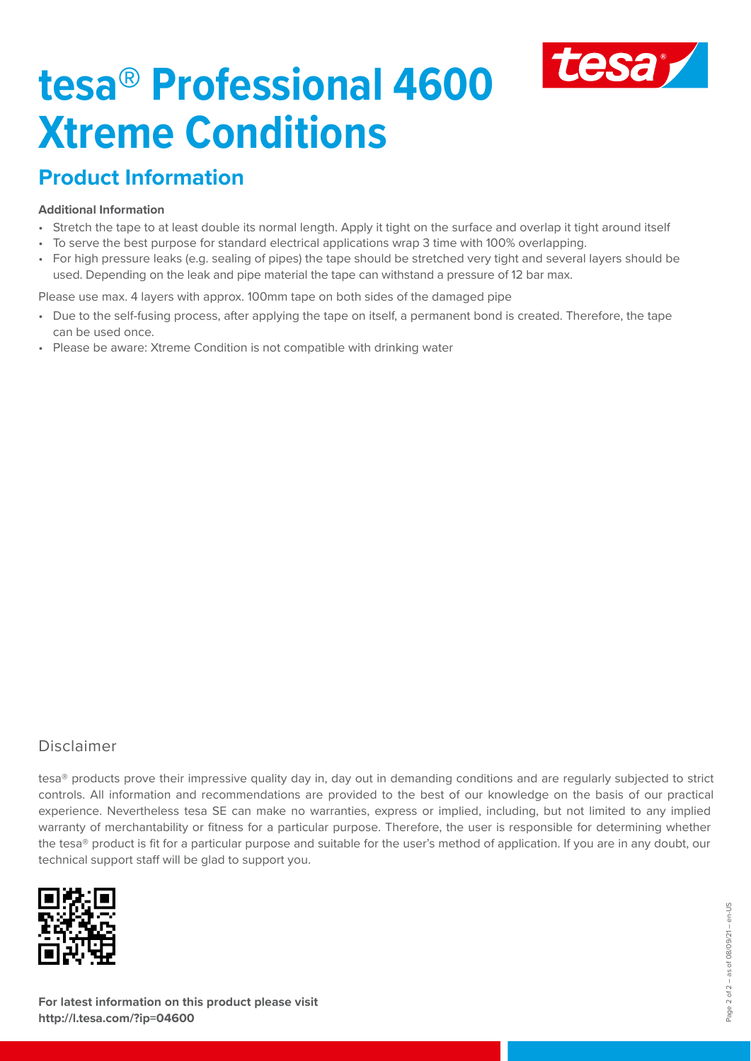# tesa® Professional 4600 Xtreme Conditions

## Product Information

**Additional Information**

- Stretch the tape to at least double its normal length. Apply it tight on the surface and overlap it tight around itself
- To serve the best purpose for standard electrical applications wrap 3 time with 100% overlapping.
- For high pressure leaks (e.g. sealing of pipes) the tape should be stretched very tight and several layers should be used. Depending on the leak and pipe material the tape can withstand a pressure of 12 bar max.

Please use max. 4 layers with approx. 100mm tape on both sides of the damaged pipe

- Due to the self-fusing process, after applying the tape on itself, a permanent bond is created. Therefore, the tape can be used once.
- Please be aware: Xtreme Condition is not compatible with drinking water

### Disclaimer

tesa® products prove their impressive quality day in, day out in demanding conditions and are regularly subjected to strict controls. All information and recommendations are provided to the best of our knowledge on the basis of our practical experience. Nevertheless tesa SE can make no warranties, express or implied, including, but not limited to any implied warranty of merchantability or fitness for a particular purpose. Therefore, the user is responsible for determining whether the tesa® product is fit for a particular purpose and suitable for the user's method of application. If you are in any doubt, our technical support staff will be glad to support you.

**For latest information on this product please visit**
**http://l.tesa.com/?ip=04600**